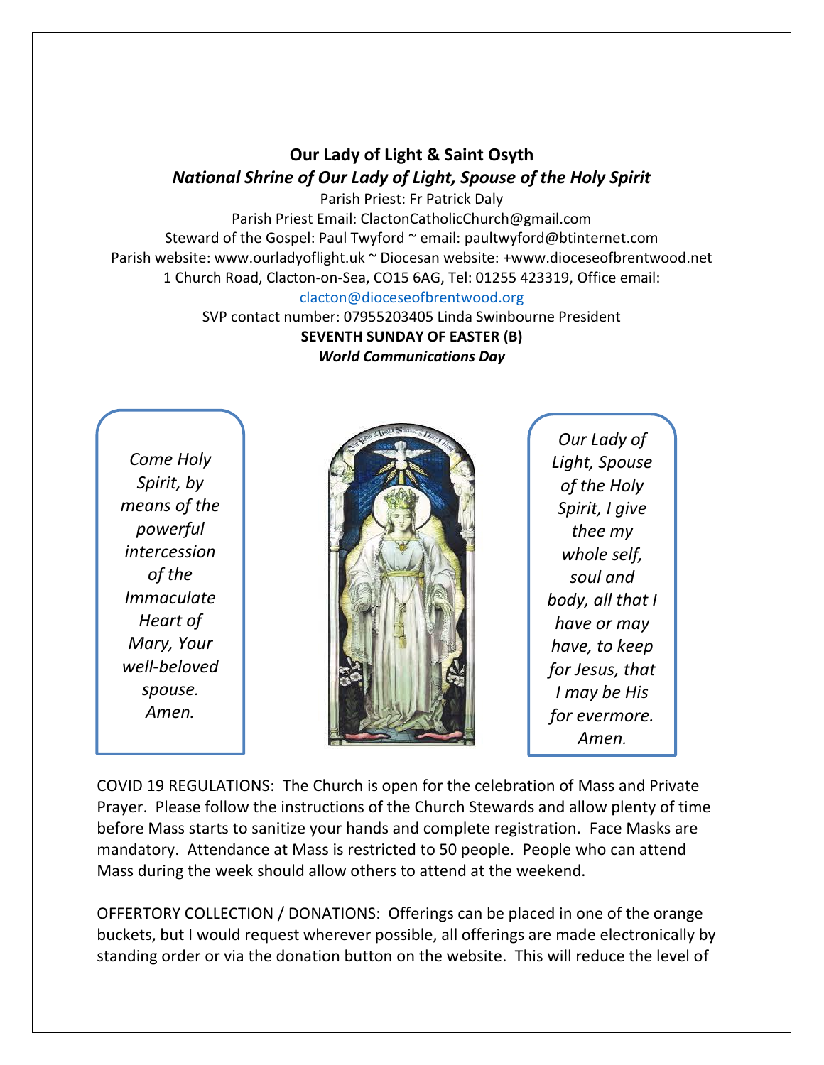# Our Lady of Light & Saint Osyth

***National Shrine of Our Lady of Light, Spouse of the Holy Spirit***

Parish Priest: Fr Patrick Daly

Parish Priest Email: ClactonCatholicChurch@gmail.com

Steward of the Gospel: Paul Twyford ~ email: paultwyford@btinternet.com

Parish website: www.ourladyoflight.uk ~ Diocesan website: +www.dioceseofbrentwood.net

1 Church Road, Clacton-on-Sea, CO15 6AG, Tel: 01255 423319, Office email: clacton@dioceseofbrentwood.org

SVP contact number: 07955203405 Linda Swinbourne President

**SEVENTH SUNDAY OF EASTER (B)**

***World Communications Day***

*Come Holy Spirit, by means of the powerful intercession of the Immaculate Heart of Mary, Your well-beloved spouse. Amen.*

*Our Lady of Light, Spouse of the Holy Spirit, I give thee my whole self, soul and body, all that I have or may have, to keep for Jesus, that I may be His for evermore. Amen.*

COVID 19 REGULATIONS: The Church is open for the celebration of Mass and Private Prayer. Please follow the instructions of the Church Stewards and allow plenty of time before Mass starts to sanitize your hands and complete registration. Face Masks are mandatory. Attendance at Mass is restricted to 50 people. People who can attend Mass during the week should allow others to attend at the weekend.

OFFERTORY COLLECTION / DONATIONS: Offerings can be placed in one of the orange buckets, but I would request wherever possible, all offerings are made electronically by standing order or via the donation button on the website. This will reduce the level of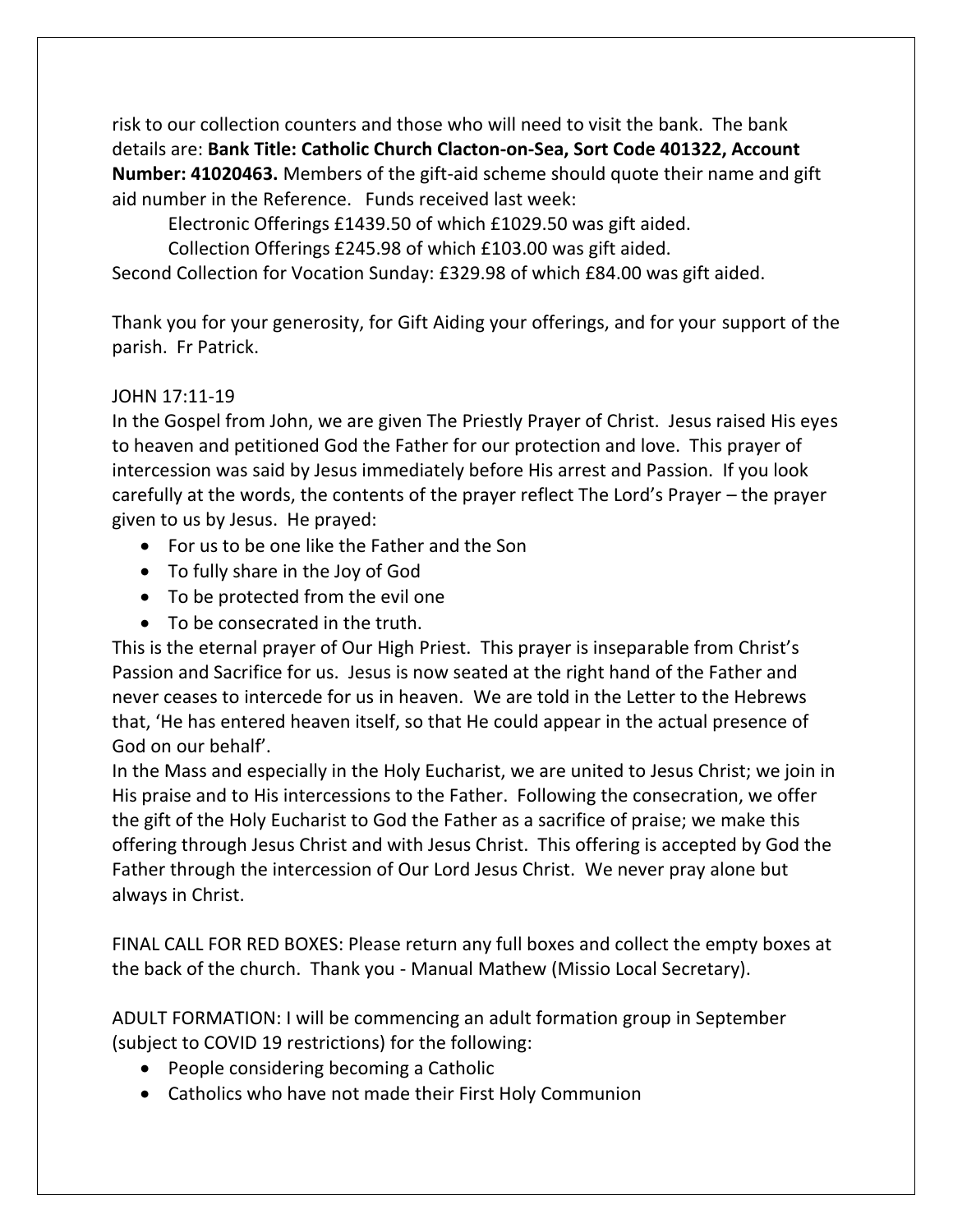risk to our collection counters and those who will need to visit the bank. The bank details are: **Bank Title: Catholic Church Clacton-on-Sea, Sort Code 401322, Account Number: 41020463.** Members of the gift-aid scheme should quote their name and gift aid number in the Reference. Funds received last week:

Electronic Offerings £1439.50 of which £1029.50 was gift aided.

Collection Offerings £245.98 of which £103.00 was gift aided.

Second Collection for Vocation Sunday: £329.98 of which £84.00 was gift aided.

Thank you for your generosity, for Gift Aiding your offerings, and for your support of the parish. Fr Patrick.

JOHN 17:11-19

In the Gospel from John, we are given The Priestly Prayer of Christ. Jesus raised His eyes to heaven and petitioned God the Father for our protection and love. This prayer of intercession was said by Jesus immediately before His arrest and Passion. If you look carefully at the words, the contents of the prayer reflect The Lord's Prayer – the prayer given to us by Jesus. He prayed:

- For us to be one like the Father and the Son
- To fully share in the Joy of God
- To be protected from the evil one
- To be consecrated in the truth.

This is the eternal prayer of Our High Priest. This prayer is inseparable from Christ's Passion and Sacrifice for us. Jesus is now seated at the right hand of the Father and never ceases to intercede for us in heaven. We are told in the Letter to the Hebrews that, 'He has entered heaven itself, so that He could appear in the actual presence of God on our behalf'.

In the Mass and especially in the Holy Eucharist, we are united to Jesus Christ; we join in His praise and to His intercessions to the Father. Following the consecration, we offer the gift of the Holy Eucharist to God the Father as a sacrifice of praise; we make this offering through Jesus Christ and with Jesus Christ. This offering is accepted by God the Father through the intercession of Our Lord Jesus Christ. We never pray alone but always in Christ.

FINAL CALL FOR RED BOXES: Please return any full boxes and collect the empty boxes at the back of the church. Thank you - Manual Mathew (Missio Local Secretary).

ADULT FORMATION: I will be commencing an adult formation group in September (subject to COVID 19 restrictions) for the following:

- People considering becoming a Catholic
- Catholics who have not made their First Holy Communion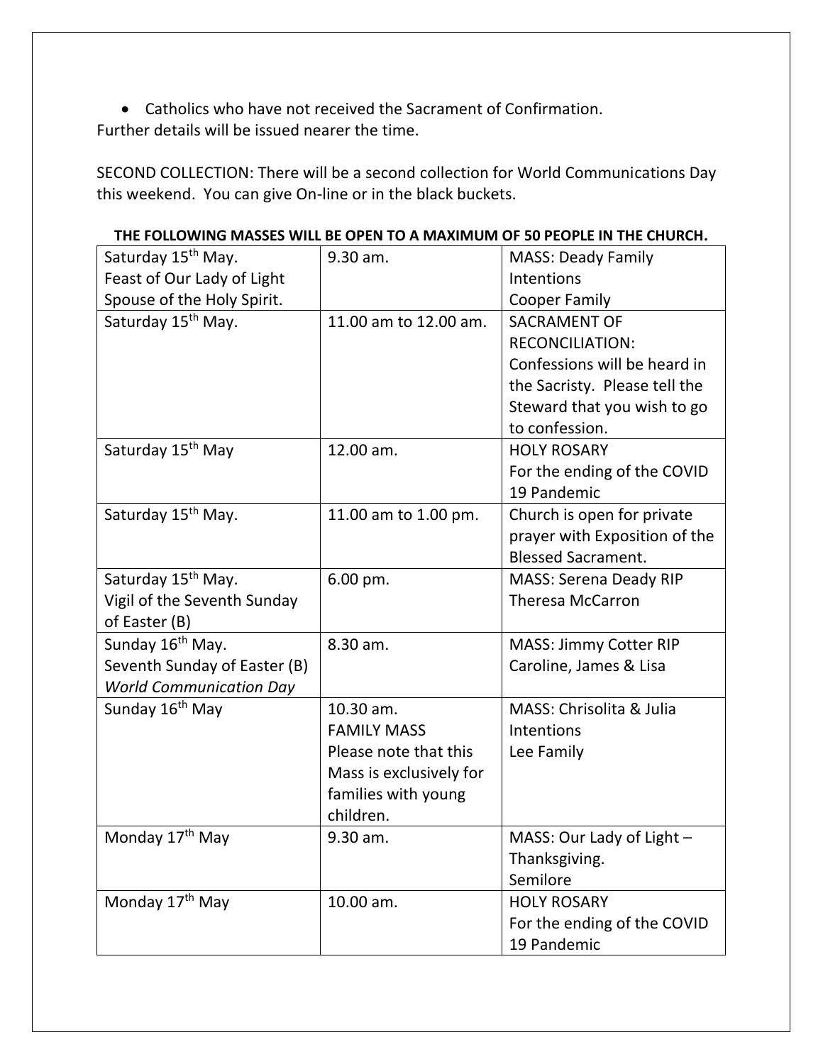- Catholics who have not received the Sacrament of Confirmation.

Further details will be issued nearer the time.

SECOND COLLECTION: There will be a second collection for World Communications Day this weekend. You can give On-line or in the black buckets.

**THE FOLLOWING MASSES WILL BE OPEN TO A MAXIMUM OF 50 PEOPLE IN THE CHURCH.**

| | | |
|---|---|---|
| Saturday 15th May. Feast of Our Lady of Light Spouse of the Holy Spirit. | 9.30 am. | MASS: Deady Family Intentions Cooper Family |
| Saturday 15th May. | 11.00 am to 12.00 am. | SACRAMENT OF RECONCILIATION: Confessions will be heard in the Sacristy. Please tell the Steward that you wish to go to confession. |
| Saturday 15th May | 12.00 am. | HOLY ROSARY For the ending of the COVID 19 Pandemic |
| Saturday 15th May. | 11.00 am to 1.00 pm. | Church is open for private prayer with Exposition of the Blessed Sacrament. |
| Saturday 15th May. Vigil of the Seventh Sunday of Easter (B) | 6.00 pm. | MASS: Serena Deady RIP Theresa McCarron |
| Sunday 16th May. Seventh Sunday of Easter (B) *World Communication Day* | 8.30 am. | MASS: Jimmy Cotter RIP Caroline, James & Lisa |
| Sunday 16th May | 10.30 am. FAMILY MASS Please note that this Mass is exclusively for families with young children. | MASS: Chrisolita & Julia Intentions Lee Family |
| Monday 17th May | 9.30 am. | MASS: Our Lady of Light – Thanksgiving. Semilore |
| Monday 17th May | 10.00 am. | HOLY ROSARY For the ending of the COVID 19 Pandemic |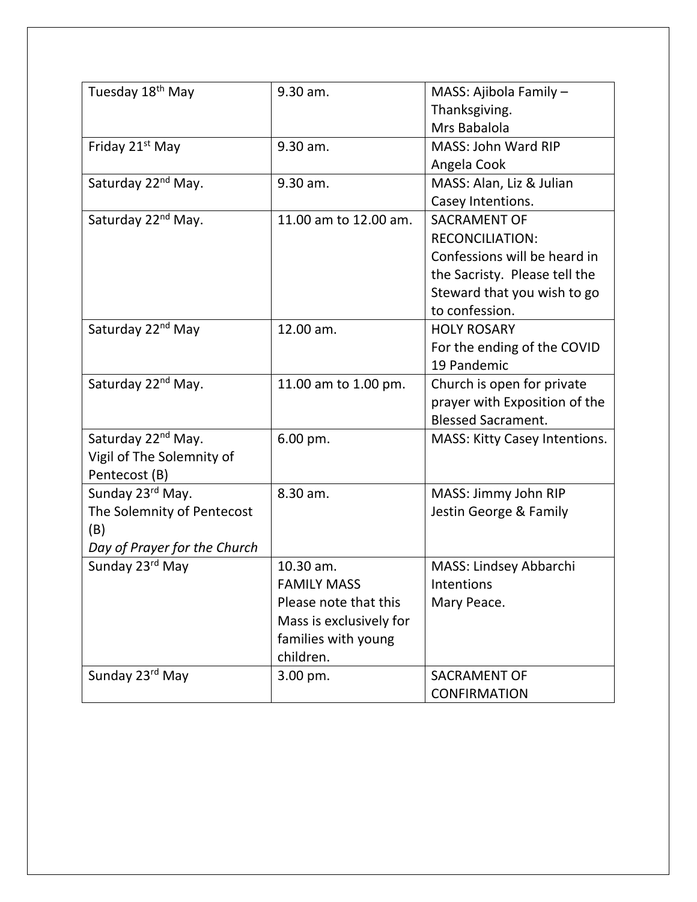| | | |
|---|---|---|
| Tuesday 18th May | 9.30 am. | MASS: Ajibola Family – Thanksgiving.<br>Mrs Babalola |
| Friday 21st May | 9.30 am. | MASS: John Ward RIP<br>Angela Cook |
| Saturday 22nd May. | 9.30 am. | MASS: Alan, Liz & Julian Casey Intentions. |
| Saturday 22nd May. | 11.00 am to 12.00 am. | SACRAMENT OF RECONCILIATION: Confessions will be heard in the Sacristy. Please tell the Steward that you wish to go to confession. |
| Saturday 22nd May | 12.00 am. | HOLY ROSARY<br>For the ending of the COVID 19 Pandemic |
| Saturday 22nd May. | 11.00 am to 1.00 pm. | Church is open for private prayer with Exposition of the Blessed Sacrament. |
| Saturday 22nd May.<br>Vigil of The Solemnity of Pentecost (B) | 6.00 pm. | MASS: Kitty Casey Intentions. |
| Sunday 23rd May.<br>The Solemnity of Pentecost (B)<br>*Day of Prayer for the Church* | 8.30 am. | MASS: Jimmy John RIP<br>Jestin George & Family |
| Sunday 23rd May | 10.30 am.<br>FAMILY MASS<br>Please note that this Mass is exclusively for families with young children. | MASS: Lindsey Abbarchi Intentions<br>Mary Peace. |
| Sunday 23rd May | 3.00 pm. | SACRAMENT OF CONFIRMATION |